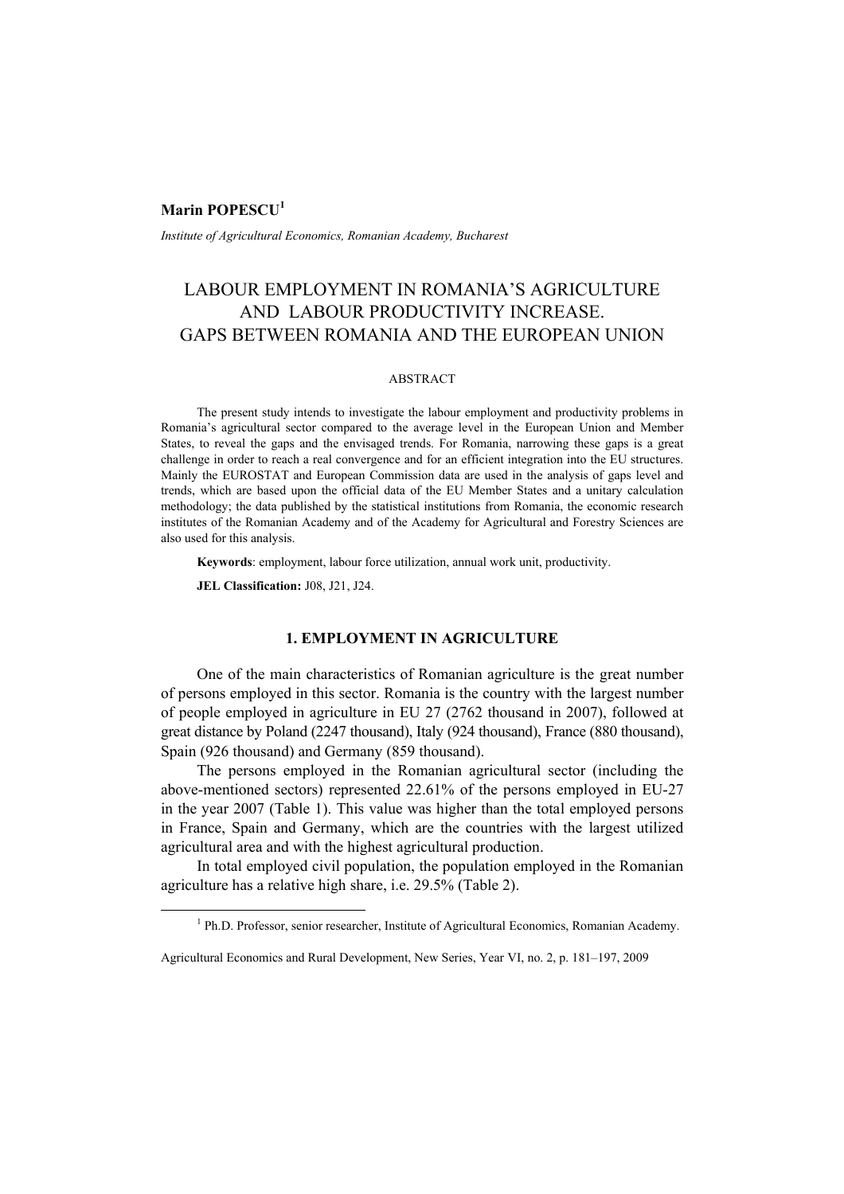**Marin POPESCU**[1]

*Institute of Agricultural Economics, Romanian Academy, Bucharest*

# LABOUR EMPLOYMENT IN ROMANIA'S AGRICULTURE AND LABOUR PRODUCTIVITY INCREASE. GAPS BETWEEN ROMANIA AND THE EUROPEAN UNION

ABSTRACT

The present study intends to investigate the labour employment and productivity problems in Romania's agricultural sector compared to the average level in the European Union and Member States, to reveal the gaps and the envisaged trends. For Romania, narrowing these gaps is a great challenge in order to reach a real convergence and for an efficient integration into the EU structures. Mainly the EUROSTAT and European Commission data are used in the analysis of gaps level and trends, which are based upon the official data of the EU Member States and a unitary calculation methodology; the data published by the statistical institutions from Romania, the economic research institutes of the Romanian Academy and of the Academy for Agricultural and Forestry Sciences are also used for this analysis.

**Keywords**: employment, labour force utilization, annual work unit, productivity.

**JEL Classification:** J08, J21, J24.

## 1. EMPLOYMENT IN AGRICULTURE

One of the main characteristics of Romanian agriculture is the great number of persons employed in this sector. Romania is the country with the largest number of people employed in agriculture in EU 27 (2762 thousand in 2007), followed at great distance by Poland (2247 thousand), Italy (924 thousand), France (880 thousand), Spain (926 thousand) and Germany (859 thousand).

The persons employed in the Romanian agricultural sector (including the above-mentioned sectors) represented 22.61% of the persons employed in EU-27 in the year 2007 (Table 1). This value was higher than the total employed persons in France, Spain and Germany, which are the countries with the largest utilized agricultural area and with the highest agricultural production.

In total employed civil population, the population employed in the Romanian agriculture has a relative high share, i.e. 29.5% (Table 2).

[1] Ph.D. Professor, senior researcher, Institute of Agricultural Economics, Romanian Academy.

Agricultural Economics and Rural Development, New Series, Year VI, no. 2, p. 181–197, 2009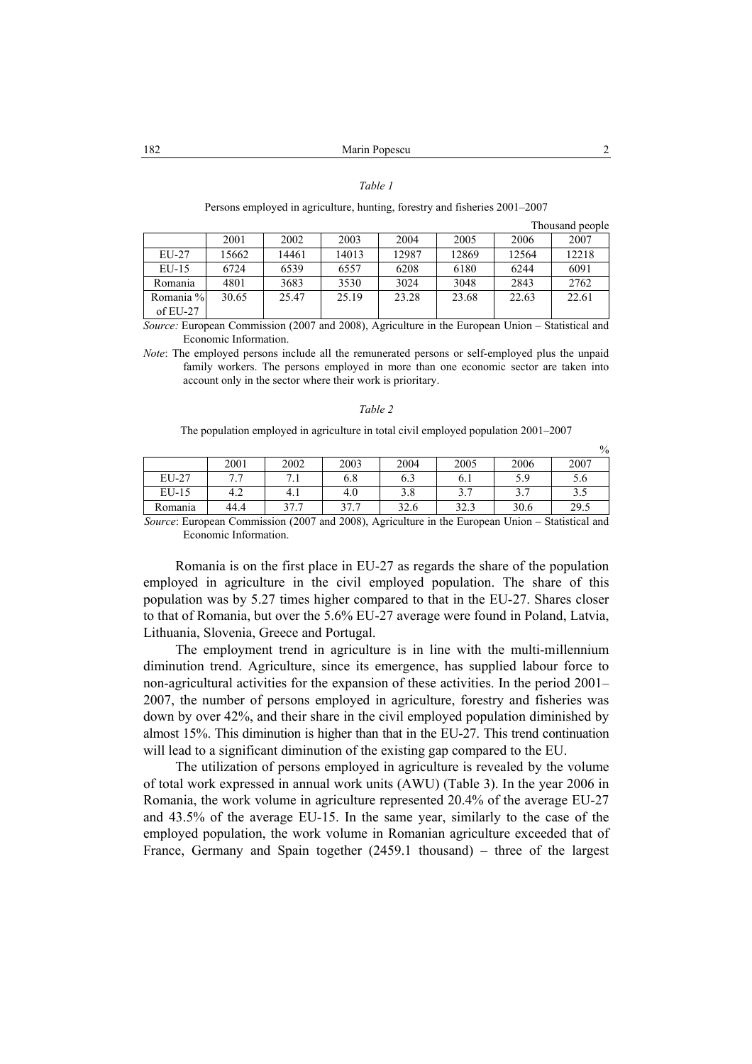*Table 1*

Persons employed in agriculture, hunting, forestry and fisheries 2001–2007

Thousand people

| | 2001 | 2002 | 2003 | 2004 | 2005 | 2006 | 2007 |
|---|---|---|---|---|---|---|---|
| EU-27 | 15662 | 14461 | 14013 | 12987 | 12869 | 12564 | 12218 |
| EU-15 | 6724 | 6539 | 6557 | 6208 | 6180 | 6244 | 6091 |
| Romania | 4801 | 3683 | 3530 | 3024 | 3048 | 2843 | 2762 |
| Romania % of EU-27 | 30.65 | 25.47 | 25.19 | 23.28 | 23.68 | 22.63 | 22.61 |

*Source:* European Commission (2007 and 2008), Agriculture in the European Union – Statistical and Economic Information.

*Note*: The employed persons include all the remunerated persons or self-employed plus the unpaid family workers. The persons employed in more than one economic sector are taken into account only in the sector where their work is prioritary.

*Table 2*

The population employed in agriculture in total civil employed population 2001–2007

%

| | 2001 | 2002 | 2003 | 2004 | 2005 | 2006 | 2007 |
|---|---|---|---|---|---|---|---|
| EU-27 | 7.7 | 7.1 | 6.8 | 6.3 | 6.1 | 5.9 | 5.6 |
| EU-15 | 4.2 | 4.1 | 4.0 | 3.8 | 3.7 | 3.7 | 3.5 |
| Romania | 44.4 | 37.7 | 37.7 | 32.6 | 32.3 | 30.6 | 29.5 |

*Source*: European Commission (2007 and 2008), Agriculture in the European Union – Statistical and Economic Information.

Romania is on the first place in EU-27 as regards the share of the population employed in agriculture in the civil employed population. The share of this population was by 5.27 times higher compared to that in the EU-27. Shares closer to that of Romania, but over the 5.6% EU-27 average were found in Poland, Latvia, Lithuania, Slovenia, Greece and Portugal.

The employment trend in agriculture is in line with the multi-millennium diminution trend. Agriculture, since its emergence, has supplied labour force to non-agricultural activities for the expansion of these activities. In the period 2001–2007, the number of persons employed in agriculture, forestry and fisheries was down by over 42%, and their share in the civil employed population diminished by almost 15%. This diminution is higher than that in the EU-27. This trend continuation will lead to a significant diminution of the existing gap compared to the EU.

The utilization of persons employed in agriculture is revealed by the volume of total work expressed in annual work units (AWU) (Table 3). In the year 2006 in Romania, the work volume in agriculture represented 20.4% of the average EU-27 and 43.5% of the average EU-15. In the same year, similarly to the case of the employed population, the work volume in Romanian agriculture exceeded that of France, Germany and Spain together (2459.1 thousand) – three of the largest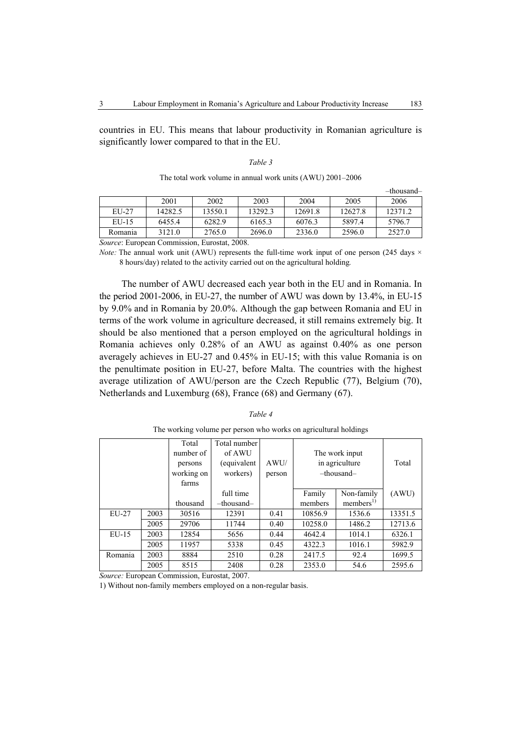countries in EU. This means that labour productivity in Romanian agriculture is significantly lower compared to that in the EU.

*Table 3*

The total work volume in annual work units (AWU) 2001–2006

–thousand–

| | 2001 | 2002 | 2003 | 2004 | 2005 | 2006 |
|---|---|---|---|---|---|---|
| EU-27 | 14282.5 | 13550.1 | 13292.3 | 12691.8 | 12627.8 | 12371.2 |
| EU-15 | 6455.4 | 6282.9 | 6165.3 | 6076.3 | 5897.4 | 5796.7 |
| Romania | 3121.0 | 2765.0 | 2696.0 | 2336.0 | 2596.0 | 2527.0 |

*Source*: European Commission, Eurostat, 2008.

*Note:* The annual work unit (AWU) represents the full-time work input of one person (245 days × 8 hours/day) related to the activity carried out on the agricultural holding.

The number of AWU decreased each year both in the EU and in Romania. In the period 2001-2006, in EU-27, the number of AWU was down by 13.4%, in EU-15 by 9.0% and in Romania by 20.0%. Although the gap between Romania and EU in terms of the work volume in agriculture decreased, it still remains extremely big. It should be also mentioned that a person employed on the agricultural holdings in Romania achieves only 0.28% of an AWU as against 0.40% as one person averagely achieves in EU-27 and 0.45% in EU-15; with this value Romania is on the penultimate position in EU-27, before Malta. The countries with the highest average utilization of AWU/person are the Czech Republic (77), Belgium (70), Netherlands and Luxemburg (68), France (68) and Germany (67).

*Table 4*

The working volume per person who works on agricultural holdings

| | | Total number of persons working on farms | Total number of AWU (equivalent workers) | AWU/ person | The work input in agriculture –thousand– | | Total |
|---|---|---|---|---|---|---|---|
| | | thousand | full time –thousand– | | Family members | Non-family members[1] | (AWU) |
| EU-27 | 2003 | 30516 | 12391 | 0.41 | 10856.9 | 1536.6 | 13351.5 |
| | 2005 | 29706 | 11744 | 0.40 | 10258.0 | 1486.2 | 12713.6 |
| EU-15 | 2003 | 12854 | 5656 | 0.44 | 4642.4 | 1014.1 | 6326.1 |
| | 2005 | 11957 | 5338 | 0.45 | 4322.3 | 1016.1 | 5982.9 |
| Romania | 2003 | 8884 | 2510 | 0.28 | 2417.5 | 92.4 | 1699.5 |
| | 2005 | 8515 | 2408 | 0.28 | 2353.0 | 54.6 | 2595.6 |

*Source:* European Commission, Eurostat, 2007.

1) Without non-family members employed on a non-regular basis.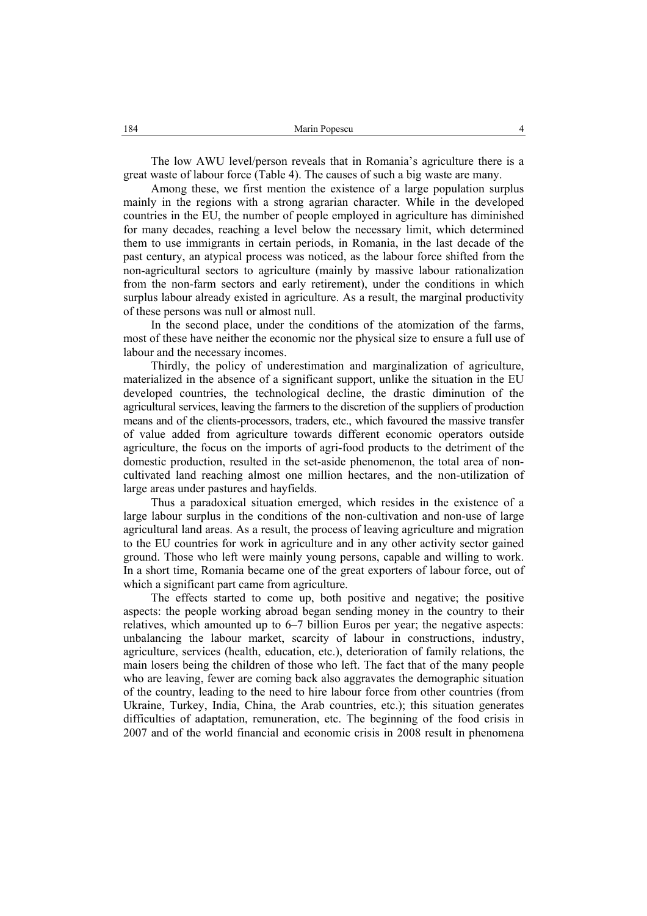The low AWU level/person reveals that in Romania's agriculture there is a great waste of labour force (Table 4). The causes of such a big waste are many.

Among these, we first mention the existence of a large population surplus mainly in the regions with a strong agrarian character. While in the developed countries in the EU, the number of people employed in agriculture has diminished for many decades, reaching a level below the necessary limit, which determined them to use immigrants in certain periods, in Romania, in the last decade of the past century, an atypical process was noticed, as the labour force shifted from the non-agricultural sectors to agriculture (mainly by massive labour rationalization from the non-farm sectors and early retirement), under the conditions in which surplus labour already existed in agriculture. As a result, the marginal productivity of these persons was null or almost null.

In the second place, under the conditions of the atomization of the farms, most of these have neither the economic nor the physical size to ensure a full use of labour and the necessary incomes.

Thirdly, the policy of underestimation and marginalization of agriculture, materialized in the absence of a significant support, unlike the situation in the EU developed countries, the technological decline, the drastic diminution of the agricultural services, leaving the farmers to the discretion of the suppliers of production means and of the clients-processors, traders, etc., which favoured the massive transfer of value added from agriculture towards different economic operators outside agriculture, the focus on the imports of agri-food products to the detriment of the domestic production, resulted in the set-aside phenomenon, the total area of non-cultivated land reaching almost one million hectares, and the non-utilization of large areas under pastures and hayfields.

Thus a paradoxical situation emerged, which resides in the existence of a large labour surplus in the conditions of the non-cultivation and non-use of large agricultural land areas. As a result, the process of leaving agriculture and migration to the EU countries for work in agriculture and in any other activity sector gained ground. Those who left were mainly young persons, capable and willing to work. In a short time, Romania became one of the great exporters of labour force, out of which a significant part came from agriculture.

The effects started to come up, both positive and negative; the positive aspects: the people working abroad began sending money in the country to their relatives, which amounted up to 6–7 billion Euros per year; the negative aspects: unbalancing the labour market, scarcity of labour in constructions, industry, agriculture, services (health, education, etc.), deterioration of family relations, the main losers being the children of those who left. The fact that of the many people who are leaving, fewer are coming back also aggravates the demographic situation of the country, leading to the need to hire labour force from other countries (from Ukraine, Turkey, India, China, the Arab countries, etc.); this situation generates difficulties of adaptation, remuneration, etc. The beginning of the food crisis in 2007 and of the world financial and economic crisis in 2008 result in phenomena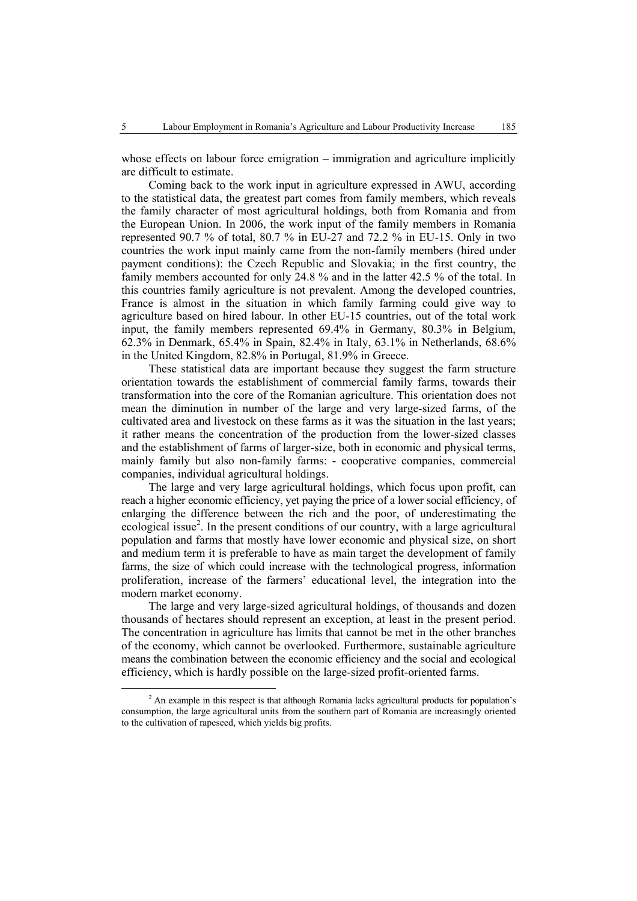whose effects on labour force emigration – immigration and agriculture implicitly are difficult to estimate.

Coming back to the work input in agriculture expressed in AWU, according to the statistical data, the greatest part comes from family members, which reveals the family character of most agricultural holdings, both from Romania and from the European Union. In 2006, the work input of the family members in Romania represented 90.7 % of total, 80.7 % in EU-27 and 72.2 % in EU-15. Only in two countries the work input mainly came from the non-family members (hired under payment conditions): the Czech Republic and Slovakia; in the first country, the family members accounted for only 24.8 % and in the latter 42.5 % of the total. In this countries family agriculture is not prevalent. Among the developed countries, France is almost in the situation in which family farming could give way to agriculture based on hired labour. In other EU-15 countries, out of the total work input, the family members represented 69.4% in Germany, 80.3% in Belgium, 62.3% in Denmark, 65.4% in Spain, 82.4% in Italy, 63.1% in Netherlands, 68.6% in the United Kingdom, 82.8% in Portugal, 81.9% in Greece.

These statistical data are important because they suggest the farm structure orientation towards the establishment of commercial family farms, towards their transformation into the core of the Romanian agriculture. This orientation does not mean the diminution in number of the large and very large-sized farms, of the cultivated area and livestock on these farms as it was the situation in the last years; it rather means the concentration of the production from the lower-sized classes and the establishment of farms of larger-size, both in economic and physical terms, mainly family but also non-family farms: - cooperative companies, commercial companies, individual agricultural holdings.

The large and very large agricultural holdings, which focus upon profit, can reach a higher economic efficiency, yet paying the price of a lower social efficiency, of enlarging the difference between the rich and the poor, of underestimating the ecological issue[2]. In the present conditions of our country, with a large agricultural population and farms that mostly have lower economic and physical size, on short and medium term it is preferable to have as main target the development of family farms, the size of which could increase with the technological progress, information proliferation, increase of the farmers' educational level, the integration into the modern market economy.

The large and very large-sized agricultural holdings, of thousands and dozen thousands of hectares should represent an exception, at least in the present period. The concentration in agriculture has limits that cannot be met in the other branches of the economy, which cannot be overlooked. Furthermore, sustainable agriculture means the combination between the economic efficiency and the social and ecological efficiency, which is hardly possible on the large-sized profit-oriented farms.

[2] An example in this respect is that although Romania lacks agricultural products for population's consumption, the large agricultural units from the southern part of Romania are increasingly oriented to the cultivation of rapeseed, which yields big profits.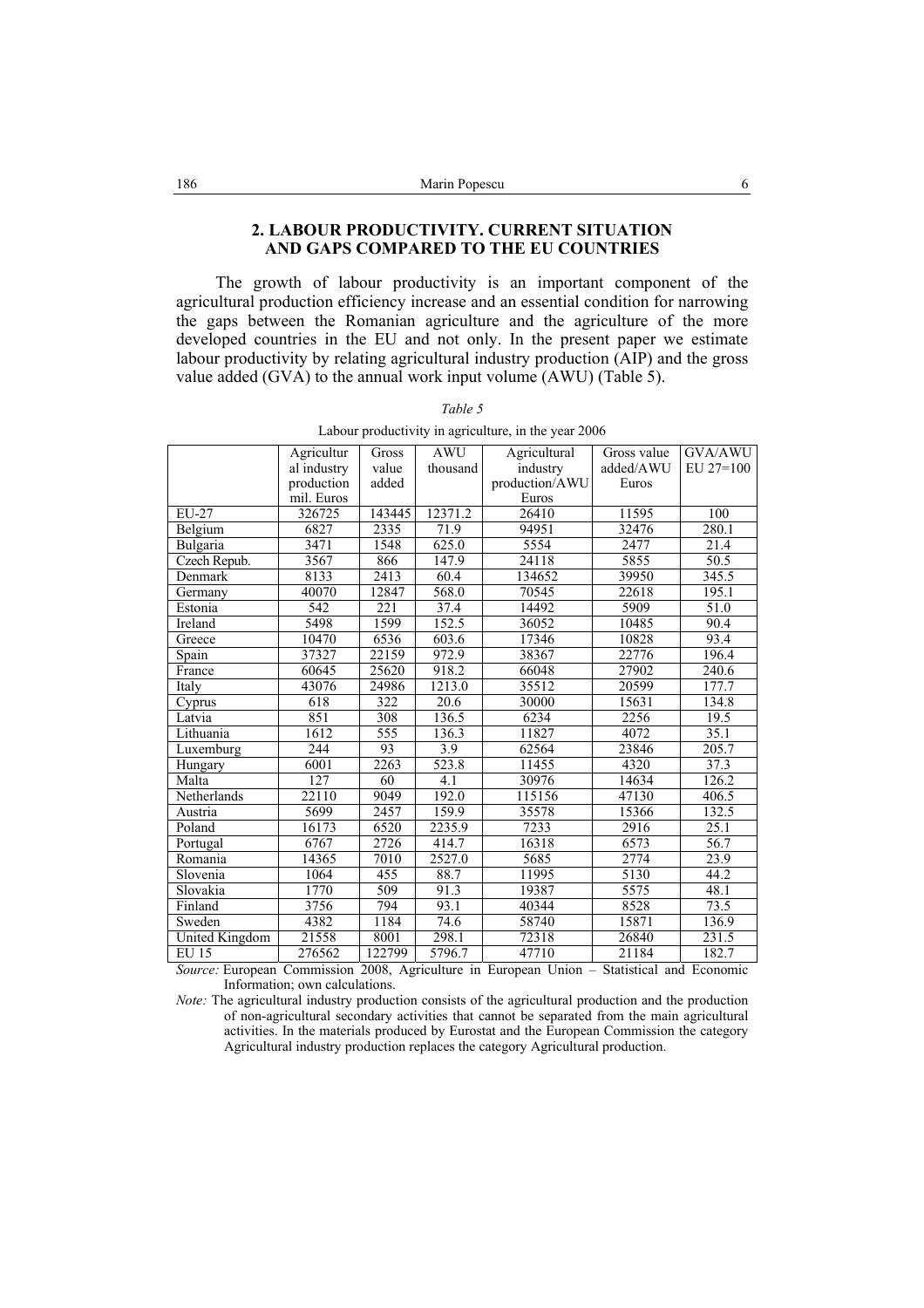## 2. LABOUR PRODUCTIVITY. CURRENT SITUATION AND GAPS COMPARED TO THE EU COUNTRIES

The growth of labour productivity is an important component of the agricultural production efficiency increase and an essential condition for narrowing the gaps between the Romanian agriculture and the agriculture of the more developed countries in the EU and not only. In the present paper we estimate labour productivity by relating agricultural industry production (AIP) and the gross value added (GVA) to the annual work input volume (AWU) (Table 5).

*Table 5*

Labour productivity in agriculture, in the year 2006

| | Agricultural industry production mil. Euros | Gross value added | AWU thousand | Agricultural industry production/AWU Euros | Gross value added/AWU Euros | GVA/AWU EU 27=100 |
|---|---|---|---|---|---|---|
| EU-27 | 326725 | 143445 | 12371.2 | 26410 | 11595 | 100 |
| Belgium | 6827 | 2335 | 71.9 | 94951 | 32476 | 280.1 |
| Bulgaria | 3471 | 1548 | 625.0 | 5554 | 2477 | 21.4 |
| Czech Repub. | 3567 | 866 | 147.9 | 24118 | 5855 | 50.5 |
| Denmark | 8133 | 2413 | 60.4 | 134652 | 39950 | 345.5 |
| Germany | 40070 | 12847 | 568.0 | 70545 | 22618 | 195.1 |
| Estonia | 542 | 221 | 37.4 | 14492 | 5909 | 51.0 |
| Ireland | 5498 | 1599 | 152.5 | 36052 | 10485 | 90.4 |
| Greece | 10470 | 6536 | 603.6 | 17346 | 10828 | 93.4 |
| Spain | 37327 | 22159 | 972.9 | 38367 | 22776 | 196.4 |
| France | 60645 | 25620 | 918.2 | 66048 | 27902 | 240.6 |
| Italy | 43076 | 24986 | 1213.0 | 35512 | 20599 | 177.7 |
| Cyprus | 618 | 322 | 20.6 | 30000 | 15631 | 134.8 |
| Latvia | 851 | 308 | 136.5 | 6234 | 2256 | 19.5 |
| Lithuania | 1612 | 555 | 136.3 | 11827 | 4072 | 35.1 |
| Luxemburg | 244 | 93 | 3.9 | 62564 | 23846 | 205.7 |
| Hungary | 6001 | 2263 | 523.8 | 11455 | 4320 | 37.3 |
| Malta | 127 | 60 | 4.1 | 30976 | 14634 | 126.2 |
| Netherlands | 22110 | 9049 | 192.0 | 115156 | 47130 | 406.5 |
| Austria | 5699 | 2457 | 159.9 | 35578 | 15366 | 132.5 |
| Poland | 16173 | 6520 | 2235.9 | 7233 | 2916 | 25.1 |
| Portugal | 6767 | 2726 | 414.7 | 16318 | 6573 | 56.7 |
| Romania | 14365 | 7010 | 2527.0 | 5685 | 2774 | 23.9 |
| Slovenia | 1064 | 455 | 88.7 | 11995 | 5130 | 44.2 |
| Slovakia | 1770 | 509 | 91.3 | 19387 | 5575 | 48.1 |
| Finland | 3756 | 794 | 93.1 | 40344 | 8528 | 73.5 |
| Sweden | 4382 | 1184 | 74.6 | 58740 | 15871 | 136.9 |
| United Kingdom | 21558 | 8001 | 298.1 | 72318 | 26840 | 231.5 |
| EU 15 | 276562 | 122799 | 5796.7 | 47710 | 21184 | 182.7 |

*Source:* European Commission 2008, Agriculture in European Union – Statistical and Economic Information; own calculations.

*Note:* The agricultural industry production consists of the agricultural production and the production of non-agricultural secondary activities that cannot be separated from the main agricultural activities. In the materials produced by Eurostat and the European Commission the category Agricultural industry production replaces the category Agricultural production.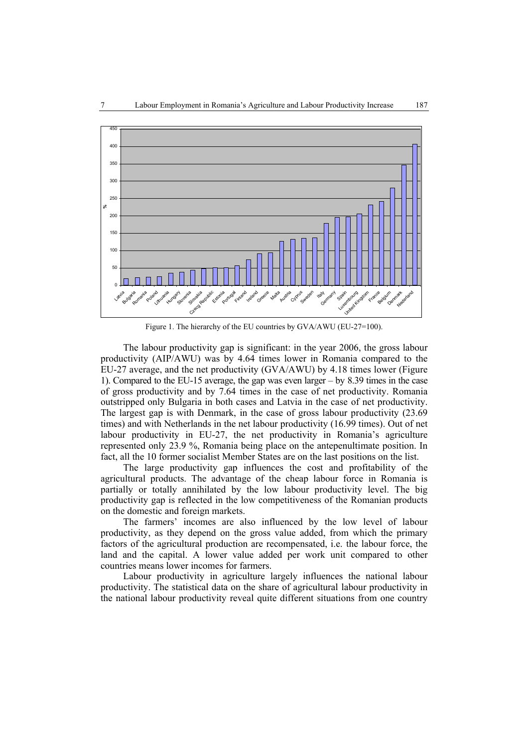Figure 1. The hierarchy of the EU countries by GVA/AWU (EU-27=100).

The labour productivity gap is significant: in the year 2006, the gross labour productivity (AIP/AWU) was by 4.64 times lower in Romania compared to the EU-27 average, and the net productivity (GVA/AWU) by 4.18 times lower (Figure 1). Compared to the EU-15 average, the gap was even larger – by 8.39 times in the case of gross productivity and by 7.64 times in the case of net productivity. Romania outstripped only Bulgaria in both cases and Latvia in the case of net productivity. The largest gap is with Denmark, in the case of gross labour productivity (23.69 times) and with Netherlands in the net labour productivity (16.99 times). Out of net labour productivity in EU-27, the net productivity in Romania's agriculture represented only 23.9 %, Romania being place on the antepenultimate position. In fact, all the 10 former socialist Member States are on the last positions on the list.

The large productivity gap influences the cost and profitability of the agricultural products. The advantage of the cheap labour force in Romania is partially or totally annihilated by the low labour productivity level. The big productivity gap is reflected in the low competitiveness of the Romanian products on the domestic and foreign markets.

The farmers' incomes are also influenced by the low level of labour productivity, as they depend on the gross value added, from which the primary factors of the agricultural production are recompensated, i.e. the labour force, the land and the capital. A lower value added per work unit compared to other countries means lower incomes for farmers.

Labour productivity in agriculture largely influences the national labour productivity. The statistical data on the share of agricultural labour productivity in the national labour productivity reveal quite different situations from one country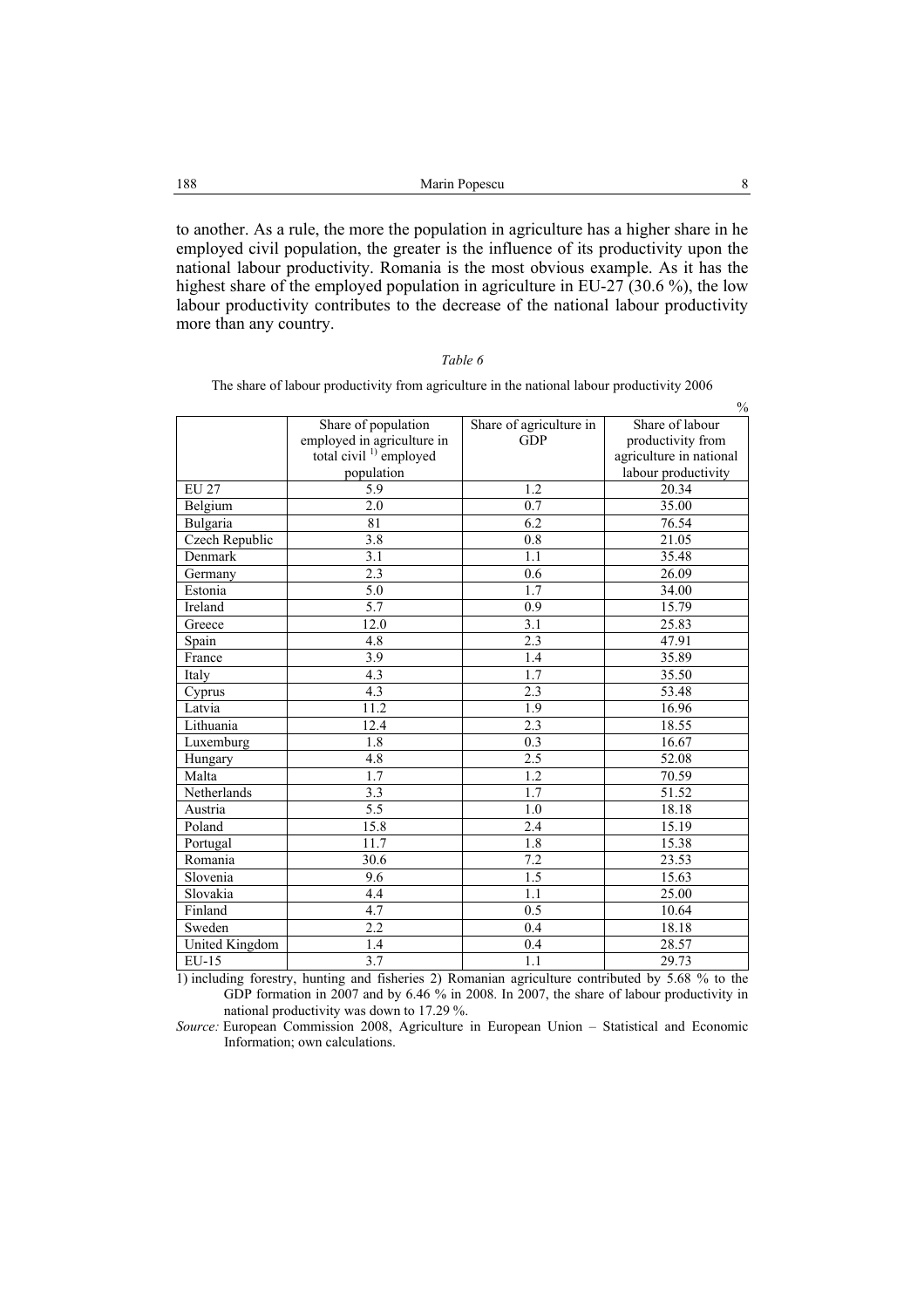to another. As a rule, the more the population in agriculture has a higher share in he employed civil population, the greater is the influence of its productivity upon the national labour productivity. Romania is the most obvious example. As it has the highest share of the employed population in agriculture in EU-27 (30.6 %), the low labour productivity contributes to the decrease of the national labour productivity more than any country.

*Table 6*

The share of labour productivity from agriculture in the national labour productivity 2006

%

| | Share of population employed in agriculture in total civil [1] employed population | Share of agriculture in GDP | Share of labour productivity from agriculture in national labour productivity |
|---|---|---|---|
| EU 27 | 5.9 | 1.2 | 20.34 |
| Belgium | 2.0 | 0.7 | 35.00 |
| Bulgaria | 81 | 6.2 | 76.54 |
| Czech Republic | 3.8 | 0.8 | 21.05 |
| Denmark | 3.1 | 1.1 | 35.48 |
| Germany | 2.3 | 0.6 | 26.09 |
| Estonia | 5.0 | 1.7 | 34.00 |
| Ireland | 5.7 | 0.9 | 15.79 |
| Greece | 12.0 | 3.1 | 25.83 |
| Spain | 4.8 | 2.3 | 47.91 |
| France | 3.9 | 1.4 | 35.89 |
| Italy | 4.3 | 1.7 | 35.50 |
| Cyprus | 4.3 | 2.3 | 53.48 |
| Latvia | 11.2 | 1.9 | 16.96 |
| Lithuania | 12.4 | 2.3 | 18.55 |
| Luxemburg | 1.8 | 0.3 | 16.67 |
| Hungary | 4.8 | 2.5 | 52.08 |
| Malta | 1.7 | 1.2 | 70.59 |
| Netherlands | 3.3 | 1.7 | 51.52 |
| Austria | 5.5 | 1.0 | 18.18 |
| Poland | 15.8 | 2.4 | 15.19 |
| Portugal | 11.7 | 1.8 | 15.38 |
| Romania | 30.6 | 7.2 | 23.53 |
| Slovenia | 9.6 | 1.5 | 15.63 |
| Slovakia | 4.4 | 1.1 | 25.00 |
| Finland | 4.7 | 0.5 | 10.64 |
| Sweden | 2.2 | 0.4 | 18.18 |
| United Kingdom | 1.4 | 0.4 | 28.57 |
| EU-15 | 3.7 | 1.1 | 29.73 |

1) including forestry, hunting and fisheries 2) Romanian agriculture contributed by 5.68 % to the GDP formation in 2007 and by 6.46 % in 2008. In 2007, the share of labour productivity in national productivity was down to 17.29 %.

*Source:* European Commission 2008, Agriculture in European Union – Statistical and Economic Information; own calculations.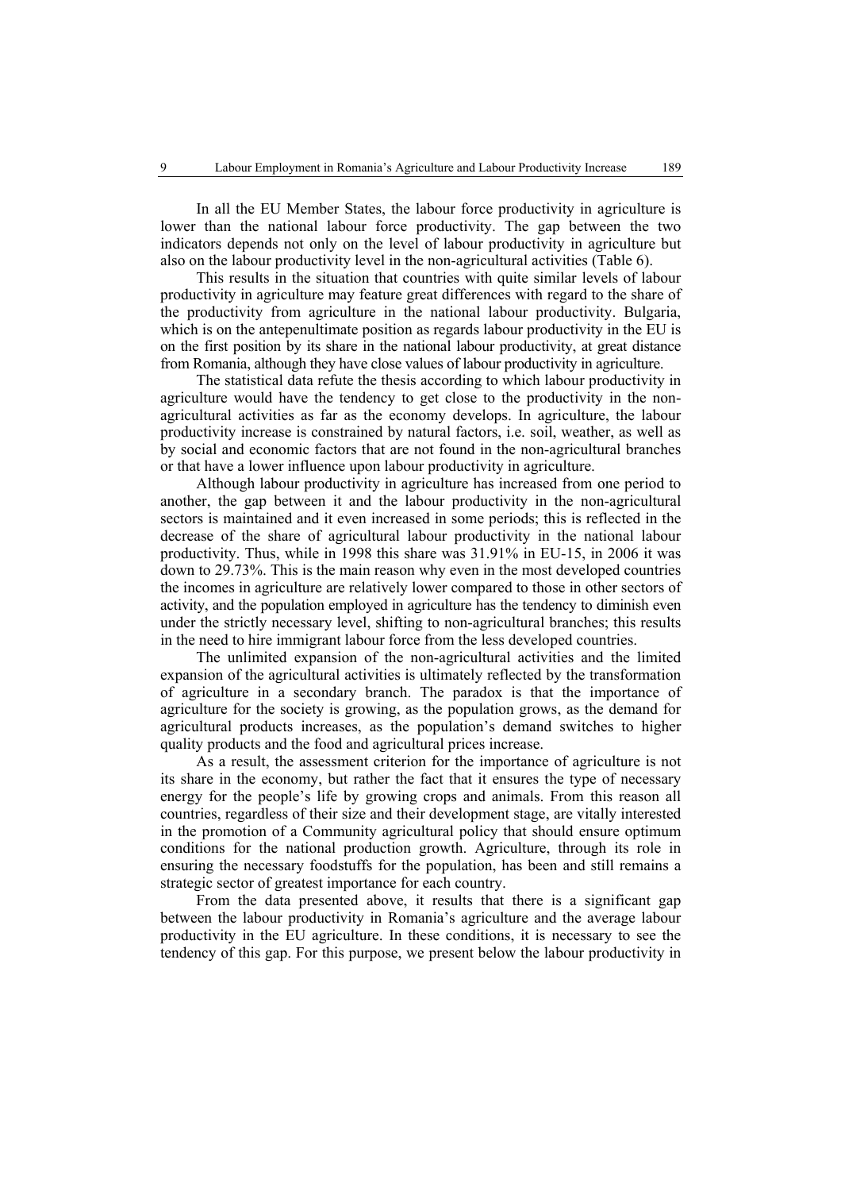In all the EU Member States, the labour force productivity in agriculture is lower than the national labour force productivity. The gap between the two indicators depends not only on the level of labour productivity in agriculture but also on the labour productivity level in the non-agricultural activities (Table 6).

This results in the situation that countries with quite similar levels of labour productivity in agriculture may feature great differences with regard to the share of the productivity from agriculture in the national labour productivity. Bulgaria, which is on the antepenultimate position as regards labour productivity in the EU is on the first position by its share in the national labour productivity, at great distance from Romania, although they have close values of labour productivity in agriculture.

The statistical data refute the thesis according to which labour productivity in agriculture would have the tendency to get close to the productivity in the non-agricultural activities as far as the economy develops. In agriculture, the labour productivity increase is constrained by natural factors, i.e. soil, weather, as well as by social and economic factors that are not found in the non-agricultural branches or that have a lower influence upon labour productivity in agriculture.

Although labour productivity in agriculture has increased from one period to another, the gap between it and the labour productivity in the non-agricultural sectors is maintained and it even increased in some periods; this is reflected in the decrease of the share of agricultural labour productivity in the national labour productivity. Thus, while in 1998 this share was 31.91% in EU-15, in 2006 it was down to 29.73%. This is the main reason why even in the most developed countries the incomes in agriculture are relatively lower compared to those in other sectors of activity, and the population employed in agriculture has the tendency to diminish even under the strictly necessary level, shifting to non-agricultural branches; this results in the need to hire immigrant labour force from the less developed countries.

The unlimited expansion of the non-agricultural activities and the limited expansion of the agricultural activities is ultimately reflected by the transformation of agriculture in a secondary branch. The paradox is that the importance of agriculture for the society is growing, as the population grows, as the demand for agricultural products increases, as the population's demand switches to higher quality products and the food and agricultural prices increase.

As a result, the assessment criterion for the importance of agriculture is not its share in the economy, but rather the fact that it ensures the type of necessary energy for the people's life by growing crops and animals. From this reason all countries, regardless of their size and their development stage, are vitally interested in the promotion of a Community agricultural policy that should ensure optimum conditions for the national production growth. Agriculture, through its role in ensuring the necessary foodstuffs for the population, has been and still remains a strategic sector of greatest importance for each country.

From the data presented above, it results that there is a significant gap between the labour productivity in Romania's agriculture and the average labour productivity in the EU agriculture. In these conditions, it is necessary to see the tendency of this gap. For this purpose, we present below the labour productivity in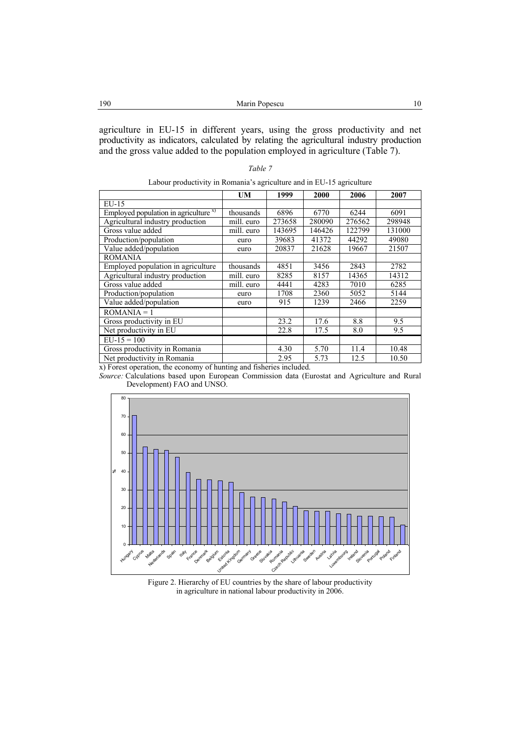agriculture in EU-15 in different years, using the gross productivity and net productivity as indicators, calculated by relating the agricultural industry production and the gross value added to the population employed in agriculture (Table 7).

*Table 7*

Labour productivity in Romania's agriculture and in EU-15 agriculture

| | UM | 1999 | 2000 | 2006 | 2007 |
|---|---|---|---|---|---|
| EU-15 | | | | | |
| Employed population in agriculture [x)] | thousands | 6896 | 6770 | 6244 | 6091 |
| Agricultural industry production | mill. euro | 273658 | 280090 | 276562 | 298948 |
| Gross value added | mill. euro | 143695 | 146426 | 122799 | 131000 |
| Production/population | euro | 39683 | 41372 | 44292 | 49080 |
| Value added/population | euro | 20837 | 21628 | 19667 | 21507 |
| ROMANIA | | | | | |
| Employed population in agriculture | thousands | 4851 | 3456 | 2843 | 2782 |
| Agricultural industry production | mill. euro | 8285 | 8157 | 14365 | 14312 |
| Gross value added | mill. euro | 4441 | 4283 | 7010 | 6285 |
| Production/population | euro | 1708 | 2360 | 5052 | 5144 |
| Value added/population | euro | 915 | 1239 | 2466 | 2259 |
| ROMANIA = 1 | | | | | |
| Gross productivity in EU | | 23.2 | 17.6 | 8.8 | 9.5 |
| Net productivity in EU | | 22.8 | 17.5 | 8.0 | 9.5 |
| EU-15 = 100 | | | | | |
| Gross productivity in Romania | | 4.30 | 5.70 | 11.4 | 10.48 |
| Net productivity in Romania | | 2.95 | 5.73 | 12.5 | 10.50 |

x) Forest operation, the economy of hunting and fisheries included.

*Source:* Calculations based upon European Commission data (Eurostat and Agriculture and Rural Development) FAO and UNSO.

Figure 2. Hierarchy of EU countries by the share of labour productivity in agriculture in national labour productivity in 2006.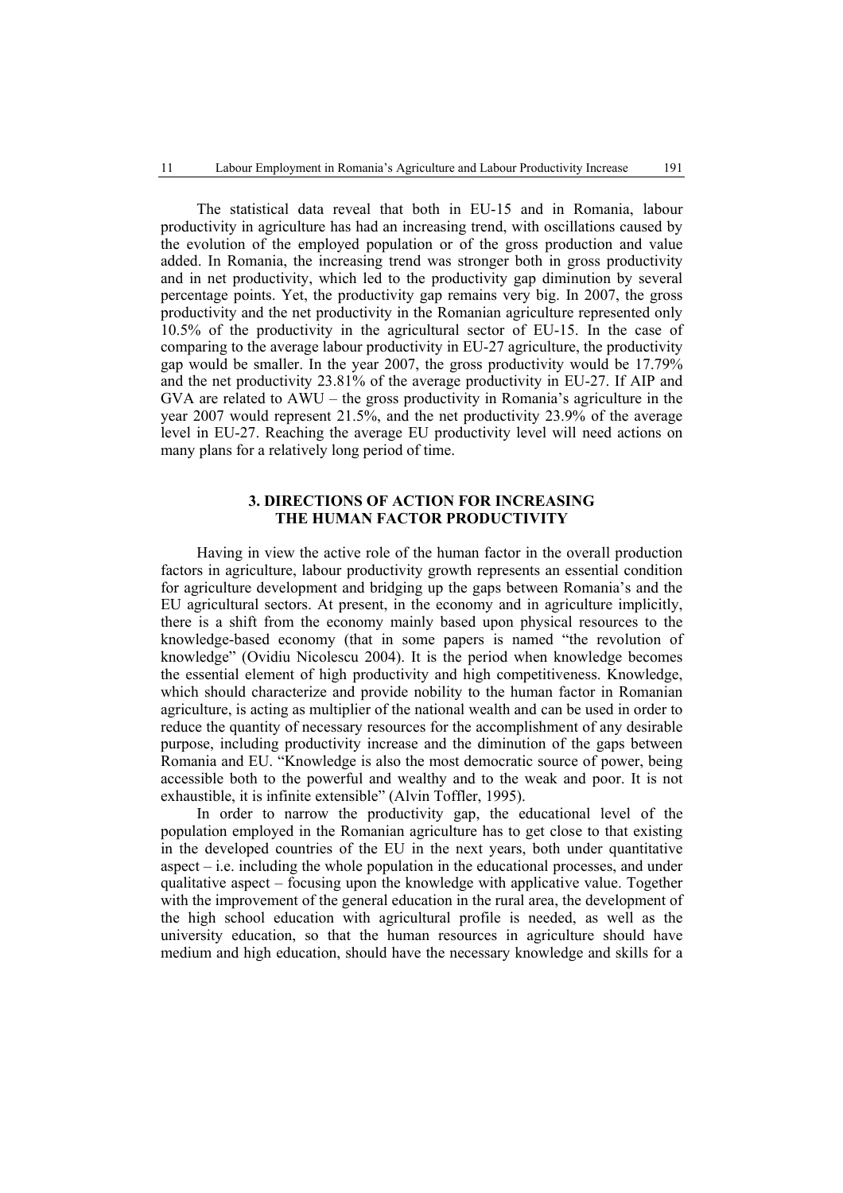The statistical data reveal that both in EU-15 and in Romania, labour productivity in agriculture has had an increasing trend, with oscillations caused by the evolution of the employed population or of the gross production and value added. In Romania, the increasing trend was stronger both in gross productivity and in net productivity, which led to the productivity gap diminution by several percentage points. Yet, the productivity gap remains very big. In 2007, the gross productivity and the net productivity in the Romanian agriculture represented only 10.5% of the productivity in the agricultural sector of EU-15. In the case of comparing to the average labour productivity in EU-27 agriculture, the productivity gap would be smaller. In the year 2007, the gross productivity would be 17.79% and the net productivity 23.81% of the average productivity in EU-27. If AIP and GVA are related to AWU – the gross productivity in Romania's agriculture in the year 2007 would represent 21.5%, and the net productivity 23.9% of the average level in EU-27. Reaching the average EU productivity level will need actions on many plans for a relatively long period of time.

## 3. DIRECTIONS OF ACTION FOR INCREASING THE HUMAN FACTOR PRODUCTIVITY

Having in view the active role of the human factor in the overall production factors in agriculture, labour productivity growth represents an essential condition for agriculture development and bridging up the gaps between Romania's and the EU agricultural sectors. At present, in the economy and in agriculture implicitly, there is a shift from the economy mainly based upon physical resources to the knowledge-based economy (that in some papers is named "the revolution of knowledge" (Ovidiu Nicolescu 2004). It is the period when knowledge becomes the essential element of high productivity and high competitiveness. Knowledge, which should characterize and provide nobility to the human factor in Romanian agriculture, is acting as multiplier of the national wealth and can be used in order to reduce the quantity of necessary resources for the accomplishment of any desirable purpose, including productivity increase and the diminution of the gaps between Romania and EU. "Knowledge is also the most democratic source of power, being accessible both to the powerful and wealthy and to the weak and poor. It is not exhaustible, it is infinite extensible" (Alvin Toffler, 1995).

In order to narrow the productivity gap, the educational level of the population employed in the Romanian agriculture has to get close to that existing in the developed countries of the EU in the next years, both under quantitative aspect – i.e. including the whole population in the educational processes, and under qualitative aspect – focusing upon the knowledge with applicative value. Together with the improvement of the general education in the rural area, the development of the high school education with agricultural profile is needed, as well as the university education, so that the human resources in agriculture should have medium and high education, should have the necessary knowledge and skills for a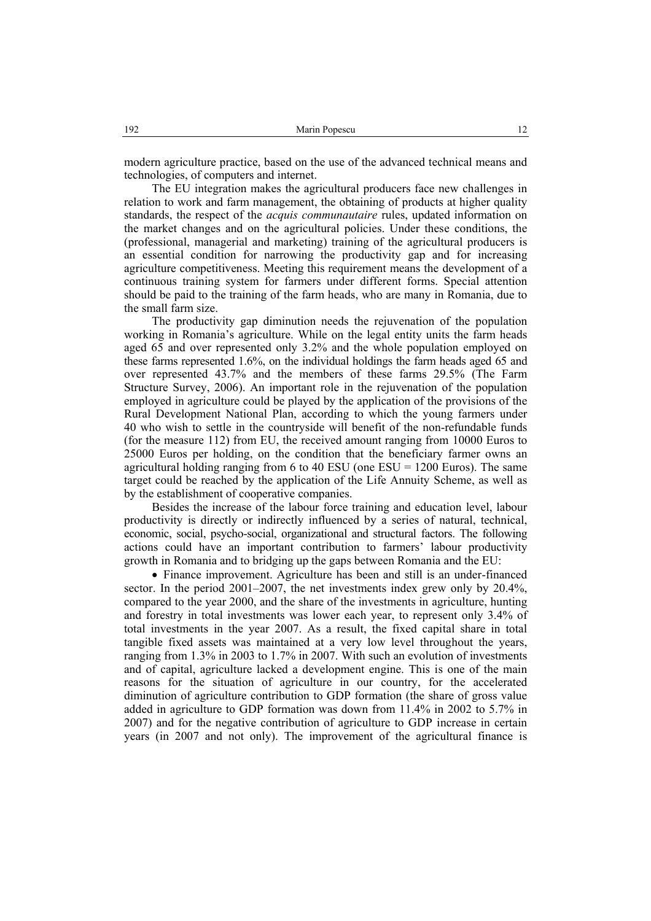modern agriculture practice, based on the use of the advanced technical means and technologies, of computers and internet.

The EU integration makes the agricultural producers face new challenges in relation to work and farm management, the obtaining of products at higher quality standards, the respect of the *acquis communautaire* rules, updated information on the market changes and on the agricultural policies. Under these conditions, the (professional, managerial and marketing) training of the agricultural producers is an essential condition for narrowing the productivity gap and for increasing agriculture competitiveness. Meeting this requirement means the development of a continuous training system for farmers under different forms. Special attention should be paid to the training of the farm heads, who are many in Romania, due to the small farm size.

The productivity gap diminution needs the rejuvenation of the population working in Romania's agriculture. While on the legal entity units the farm heads aged 65 and over represented only 3.2% and the whole population employed on these farms represented 1.6%, on the individual holdings the farm heads aged 65 and over represented 43.7% and the members of these farms 29.5% (The Farm Structure Survey, 2006). An important role in the rejuvenation of the population employed in agriculture could be played by the application of the provisions of the Rural Development National Plan, according to which the young farmers under 40 who wish to settle in the countryside will benefit of the non-refundable funds (for the measure 112) from EU, the received amount ranging from 10000 Euros to 25000 Euros per holding, on the condition that the beneficiary farmer owns an agricultural holding ranging from 6 to 40 ESU (one ESU = 1200 Euros). The same target could be reached by the application of the Life Annuity Scheme, as well as by the establishment of cooperative companies.

Besides the increase of the labour force training and education level, labour productivity is directly or indirectly influenced by a series of natural, technical, economic, social, psycho-social, organizational and structural factors. The following actions could have an important contribution to farmers' labour productivity growth in Romania and to bridging up the gaps between Romania and the EU:

- Finance improvement. Agriculture has been and still is an under-financed sector. In the period 2001–2007, the net investments index grew only by 20.4%, compared to the year 2000, and the share of the investments in agriculture, hunting and forestry in total investments was lower each year, to represent only 3.4% of total investments in the year 2007. As a result, the fixed capital share in total tangible fixed assets was maintained at a very low level throughout the years, ranging from 1.3% in 2003 to 1.7% in 2007. With such an evolution of investments and of capital, agriculture lacked a development engine. This is one of the main reasons for the situation of agriculture in our country, for the accelerated diminution of agriculture contribution to GDP formation (the share of gross value added in agriculture to GDP formation was down from 11.4% in 2002 to 5.7% in 2007) and for the negative contribution of agriculture to GDP increase in certain years (in 2007 and not only). The improvement of the agricultural finance is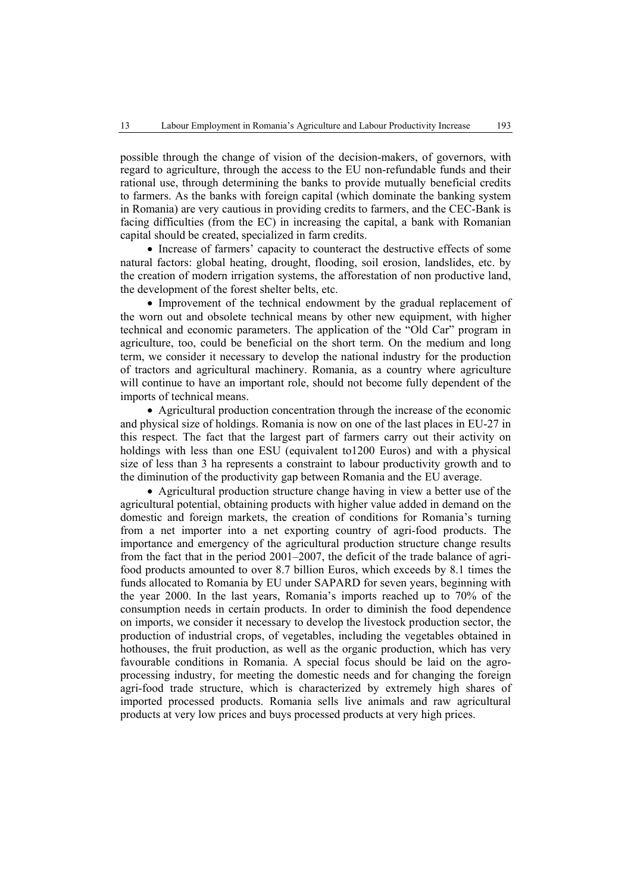possible through the change of vision of the decision-makers, of governors, with regard to agriculture, through the access to the EU non-refundable funds and their rational use, through determining the banks to provide mutually beneficial credits to farmers. As the banks with foreign capital (which dominate the banking system in Romania) are very cautious in providing credits to farmers, and the CEC-Bank is facing difficulties (from the EC) in increasing the capital, a bank with Romanian capital should be created, specialized in farm credits.

- Increase of farmers' capacity to counteract the destructive effects of some natural factors: global heating, drought, flooding, soil erosion, landslides, etc. by the creation of modern irrigation systems, the afforestation of non productive land, the development of the forest shelter belts, etc.
- Improvement of the technical endowment by the gradual replacement of the worn out and obsolete technical means by other new equipment, with higher technical and economic parameters. The application of the "Old Car" program in agriculture, too, could be beneficial on the short term. On the medium and long term, we consider it necessary to develop the national industry for the production of tractors and agricultural machinery. Romania, as a country where agriculture will continue to have an important role, should not become fully dependent of the imports of technical means.
- Agricultural production concentration through the increase of the economic and physical size of holdings. Romania is now on one of the last places in EU-27 in this respect. The fact that the largest part of farmers carry out their activity on holdings with less than one ESU (equivalent to1200 Euros) and with a physical size of less than 3 ha represents a constraint to labour productivity growth and to the diminution of the productivity gap between Romania and the EU average.
- Agricultural production structure change having in view a better use of the agricultural potential, obtaining products with higher value added in demand on the domestic and foreign markets, the creation of conditions for Romania's turning from a net importer into a net exporting country of agri-food products. The importance and emergency of the agricultural production structure change results from the fact that in the period 2001–2007, the deficit of the trade balance of agri-food products amounted to over 8.7 billion Euros, which exceeds by 8.1 times the funds allocated to Romania by EU under SAPARD for seven years, beginning with the year 2000. In the last years, Romania's imports reached up to 70% of the consumption needs in certain products. In order to diminish the food dependence on imports, we consider it necessary to develop the livestock production sector, the production of industrial crops, of vegetables, including the vegetables obtained in hothouses, the fruit production, as well as the organic production, which has very favourable conditions in Romania. A special focus should be laid on the agro-processing industry, for meeting the domestic needs and for changing the foreign agri-food trade structure, which is characterized by extremely high shares of imported processed products. Romania sells live animals and raw agricultural products at very low prices and buys processed products at very high prices.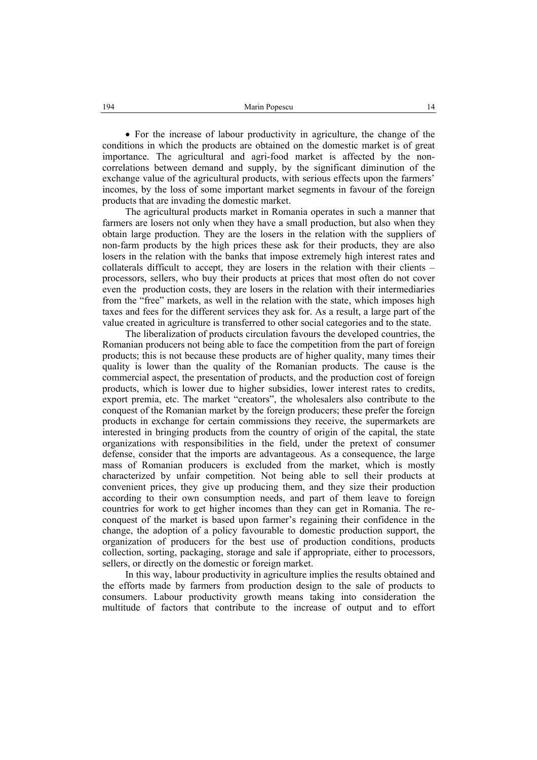- For the increase of labour productivity in agriculture, the change of the conditions in which the products are obtained on the domestic market is of great importance. The agricultural and agri-food market is affected by the non-correlations between demand and supply, by the significant diminution of the exchange value of the agricultural products, with serious effects upon the farmers' incomes, by the loss of some important market segments in favour of the foreign products that are invading the domestic market.

The agricultural products market in Romania operates in such a manner that farmers are losers not only when they have a small production, but also when they obtain large production. They are the losers in the relation with the suppliers of non-farm products by the high prices these ask for their products, they are also losers in the relation with the banks that impose extremely high interest rates and collaterals difficult to accept, they are losers in the relation with their clients – processors, sellers, who buy their products at prices that most often do not cover even the production costs, they are losers in the relation with their intermediaries from the "free" markets, as well in the relation with the state, which imposes high taxes and fees for the different services they ask for. As a result, a large part of the value created in agriculture is transferred to other social categories and to the state.

The liberalization of products circulation favours the developed countries, the Romanian producers not being able to face the competition from the part of foreign products; this is not because these products are of higher quality, many times their quality is lower than the quality of the Romanian products. The cause is the commercial aspect, the presentation of products, and the production cost of foreign products, which is lower due to higher subsidies, lower interest rates to credits, export premia, etc. The market "creators", the wholesalers also contribute to the conquest of the Romanian market by the foreign producers; these prefer the foreign products in exchange for certain commissions they receive, the supermarkets are interested in bringing products from the country of origin of the capital, the state organizations with responsibilities in the field, under the pretext of consumer defense, consider that the imports are advantageous. As a consequence, the large mass of Romanian producers is excluded from the market, which is mostly characterized by unfair competition. Not being able to sell their products at convenient prices, they give up producing them, and they size their production according to their own consumption needs, and part of them leave to foreign countries for work to get higher incomes than they can get in Romania. The re-conquest of the market is based upon farmer's regaining their confidence in the change, the adoption of a policy favourable to domestic production support, the organization of producers for the best use of production conditions, products collection, sorting, packaging, storage and sale if appropriate, either to processors, sellers, or directly on the domestic or foreign market.

In this way, labour productivity in agriculture implies the results obtained and the efforts made by farmers from production design to the sale of products to consumers. Labour productivity growth means taking into consideration the multitude of factors that contribute to the increase of output and to effort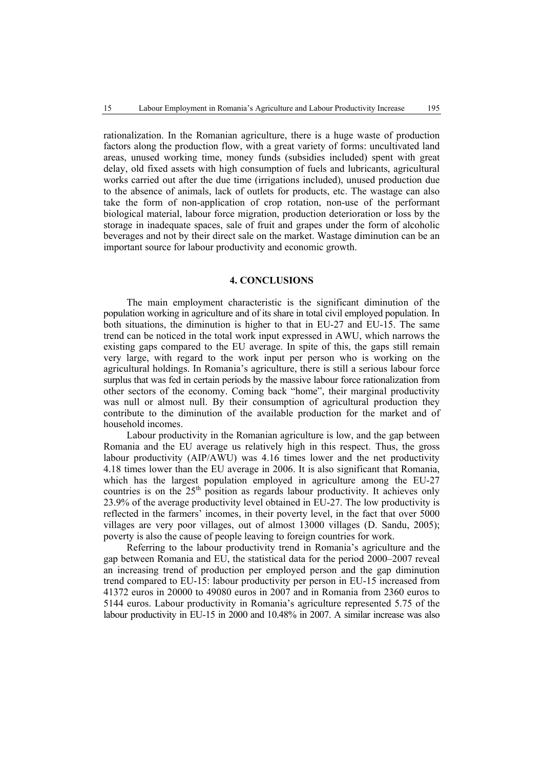rationalization. In the Romanian agriculture, there is a huge waste of production factors along the production flow, with a great variety of forms: uncultivated land areas, unused working time, money funds (subsidies included) spent with great delay, old fixed assets with high consumption of fuels and lubricants, agricultural works carried out after the due time (irrigations included), unused production due to the absence of animals, lack of outlets for products, etc. The wastage can also take the form of non-application of crop rotation, non-use of the performant biological material, labour force migration, production deterioration or loss by the storage in inadequate spaces, sale of fruit and grapes under the form of alcoholic beverages and not by their direct sale on the market. Wastage diminution can be an important source for labour productivity and economic growth.

## 4. CONCLUSIONS

The main employment characteristic is the significant diminution of the population working in agriculture and of its share in total civil employed population. In both situations, the diminution is higher to that in EU-27 and EU-15. The same trend can be noticed in the total work input expressed in AWU, which narrows the existing gaps compared to the EU average. In spite of this, the gaps still remain very large, with regard to the work input per person who is working on the agricultural holdings. In Romania's agriculture, there is still a serious labour force surplus that was fed in certain periods by the massive labour force rationalization from other sectors of the economy. Coming back "home", their marginal productivity was null or almost null. By their consumption of agricultural production they contribute to the diminution of the available production for the market and of household incomes.

Labour productivity in the Romanian agriculture is low, and the gap between Romania and the EU average us relatively high in this respect. Thus, the gross labour productivity (AIP/AWU) was 4.16 times lower and the net productivity 4.18 times lower than the EU average in 2006. It is also significant that Romania, which has the largest population employed in agriculture among the EU-27 countries is on the 25th position as regards labour productivity. It achieves only 23.9% of the average productivity level obtained in EU-27. The low productivity is reflected in the farmers' incomes, in their poverty level, in the fact that over 5000 villages are very poor villages, out of almost 13000 villages (D. Sandu, 2005); poverty is also the cause of people leaving to foreign countries for work.

Referring to the labour productivity trend in Romania's agriculture and the gap between Romania and EU, the statistical data for the period 2000–2007 reveal an increasing trend of production per employed person and the gap diminution trend compared to EU-15: labour productivity per person in EU-15 increased from 41372 euros in 20000 to 49080 euros in 2007 and in Romania from 2360 euros to 5144 euros. Labour productivity in Romania's agriculture represented 5.75 of the labour productivity in EU-15 in 2000 and 10.48% in 2007. A similar increase was also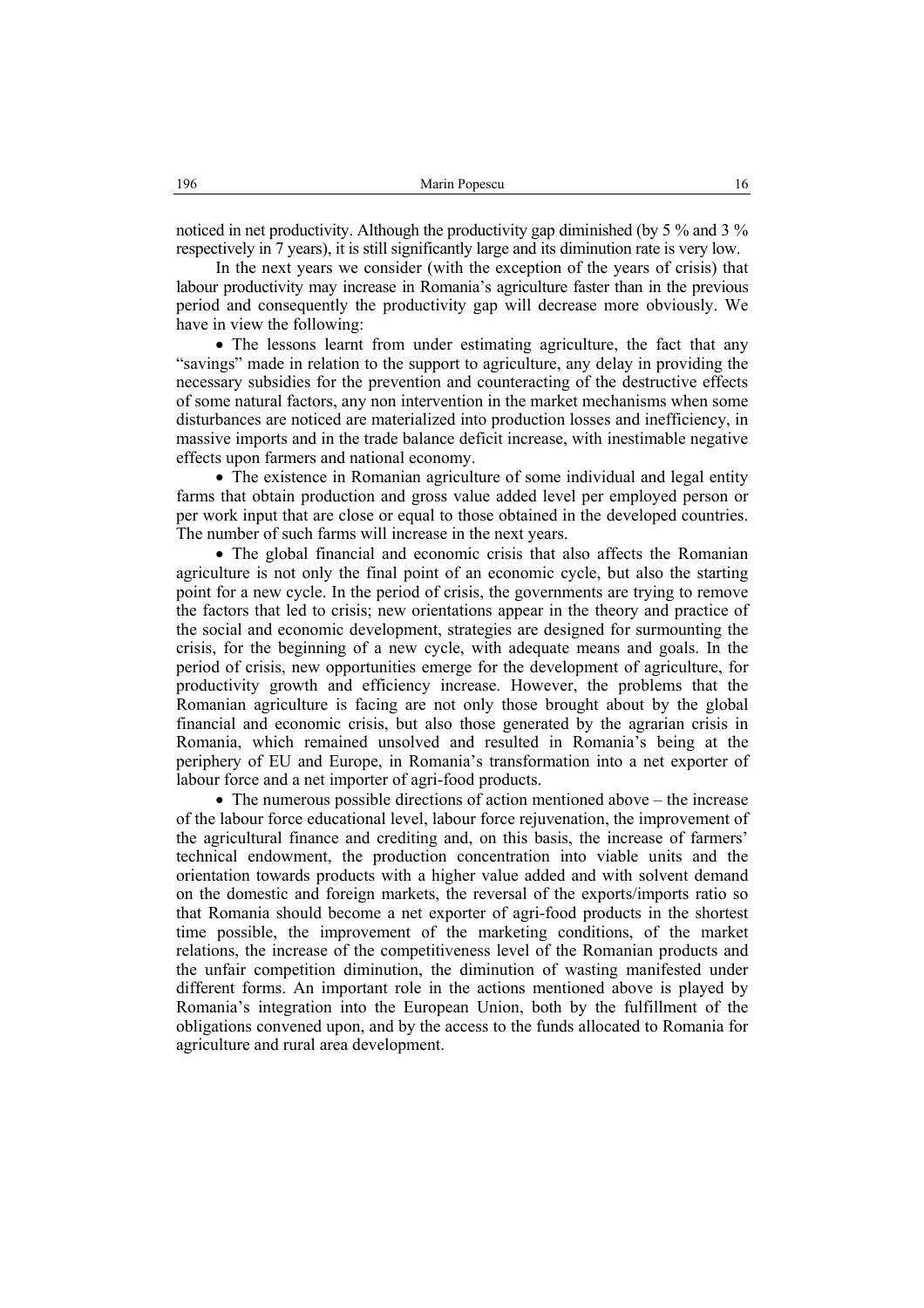noticed in net productivity. Although the productivity gap diminished (by 5 % and 3 % respectively in 7 years), it is still significantly large and its diminution rate is very low.

In the next years we consider (with the exception of the years of crisis) that labour productivity may increase in Romania's agriculture faster than in the previous period and consequently the productivity gap will decrease more obviously. We have in view the following:

- The lessons learnt from under estimating agriculture, the fact that any "savings" made in relation to the support to agriculture, any delay in providing the necessary subsidies for the prevention and counteracting of the destructive effects of some natural factors, any non intervention in the market mechanisms when some disturbances are noticed are materialized into production losses and inefficiency, in massive imports and in the trade balance deficit increase, with inestimable negative effects upon farmers and national economy.
- The existence in Romanian agriculture of some individual and legal entity farms that obtain production and gross value added level per employed person or per work input that are close or equal to those obtained in the developed countries. The number of such farms will increase in the next years.
- The global financial and economic crisis that also affects the Romanian agriculture is not only the final point of an economic cycle, but also the starting point for a new cycle. In the period of crisis, the governments are trying to remove the factors that led to crisis; new orientations appear in the theory and practice of the social and economic development, strategies are designed for surmounting the crisis, for the beginning of a new cycle, with adequate means and goals. In the period of crisis, new opportunities emerge for the development of agriculture, for productivity growth and efficiency increase. However, the problems that the Romanian agriculture is facing are not only those brought about by the global financial and economic crisis, but also those generated by the agrarian crisis in Romania, which remained unsolved and resulted in Romania's being at the periphery of EU and Europe, in Romania's transformation into a net exporter of labour force and a net importer of agri-food products.
- The numerous possible directions of action mentioned above – the increase of the labour force educational level, labour force rejuvenation, the improvement of the agricultural finance and crediting and, on this basis, the increase of farmers' technical endowment, the production concentration into viable units and the orientation towards products with a higher value added and with solvent demand on the domestic and foreign markets, the reversal of the exports/imports ratio so that Romania should become a net exporter of agri-food products in the shortest time possible, the improvement of the marketing conditions, of the market relations, the increase of the competitiveness level of the Romanian products and the unfair competition diminution, the diminution of wasting manifested under different forms. An important role in the actions mentioned above is played by Romania's integration into the European Union, both by the fulfillment of the obligations convened upon, and by the access to the funds allocated to Romania for agriculture and rural area development.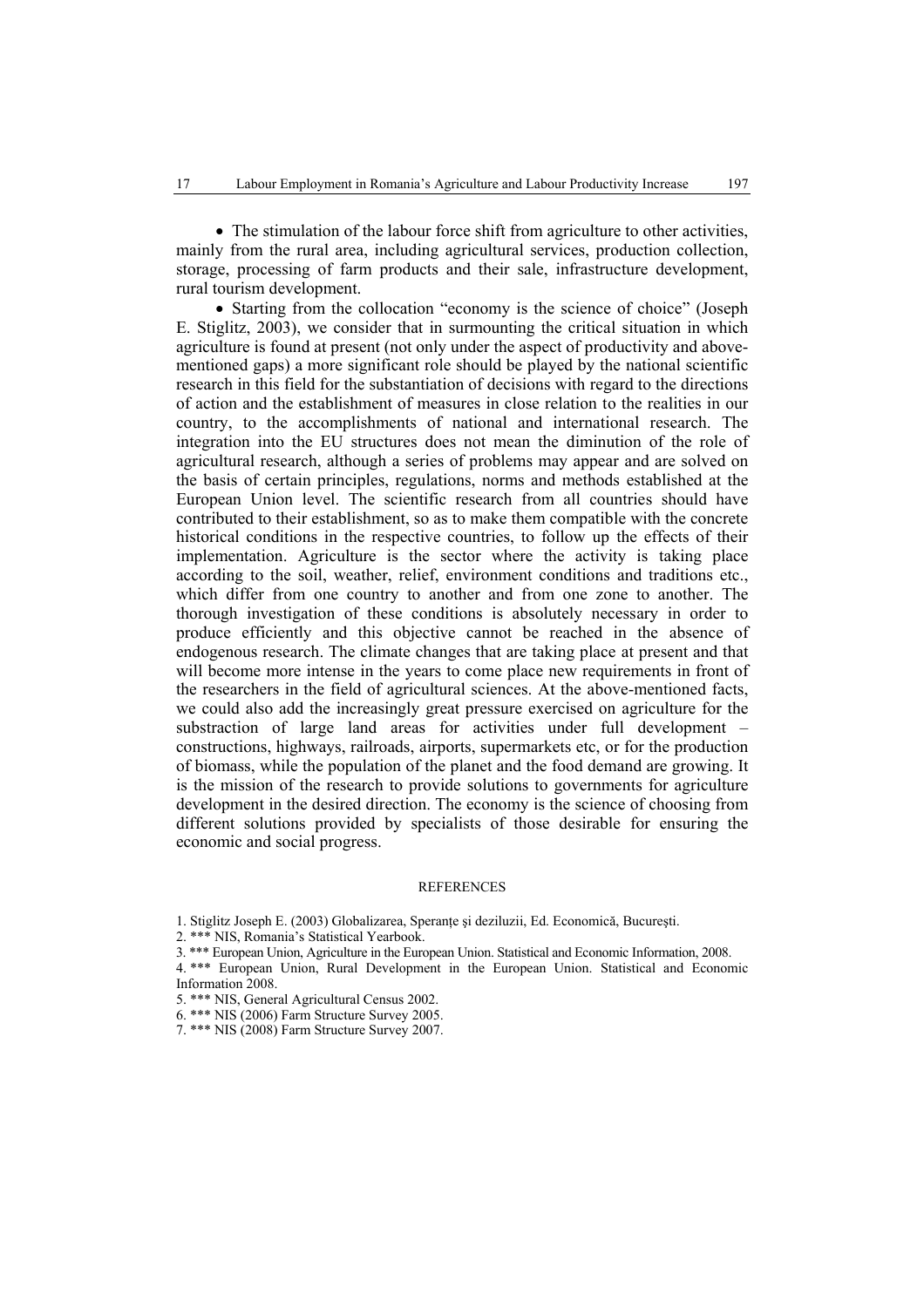- The stimulation of the labour force shift from agriculture to other activities, mainly from the rural area, including agricultural services, production collection, storage, processing of farm products and their sale, infrastructure development, rural tourism development.
- Starting from the collocation "economy is the science of choice" (Joseph E. Stiglitz, 2003), we consider that in surmounting the critical situation in which agriculture is found at present (not only under the aspect of productivity and above-mentioned gaps) a more significant role should be played by the national scientific research in this field for the substantiation of decisions with regard to the directions of action and the establishment of measures in close relation to the realities in our country, to the accomplishments of national and international research. The integration into the EU structures does not mean the diminution of the role of agricultural research, although a series of problems may appear and are solved on the basis of certain principles, regulations, norms and methods established at the European Union level. The scientific research from all countries should have contributed to their establishment, so as to make them compatible with the concrete historical conditions in the respective countries, to follow up the effects of their implementation. Agriculture is the sector where the activity is taking place according to the soil, weather, relief, environment conditions and traditions etc., which differ from one country to another and from one zone to another. The thorough investigation of these conditions is absolutely necessary in order to produce efficiently and this objective cannot be reached in the absence of endogenous research. The climate changes that are taking place at present and that will become more intense in the years to come place new requirements in front of the researchers in the field of agricultural sciences. At the above-mentioned facts, we could also add the increasingly great pressure exercised on agriculture for the substraction of large land areas for activities under full development – constructions, highways, railroads, airports, supermarkets etc, or for the production of biomass, while the population of the planet and the food demand are growing. It is the mission of the research to provide solutions to governments for agriculture development in the desired direction. The economy is the science of choosing from different solutions provided by specialists of those desirable for ensuring the economic and social progress.

## REFERENCES

1. Stiglitz Joseph E. (2003) Globalizarea, Speranțe şi deziluzii, Ed. Economică, Bucureşti.
2. *** NIS, Romania's Statistical Yearbook.
3. *** European Union, Agriculture in the European Union. Statistical and Economic Information, 2008.
4. *** European Union, Rural Development in the European Union. Statistical and Economic Information 2008.
5. *** NIS, General Agricultural Census 2002.
6. *** NIS (2006) Farm Structure Survey 2005.
7. *** NIS (2008) Farm Structure Survey 2007.